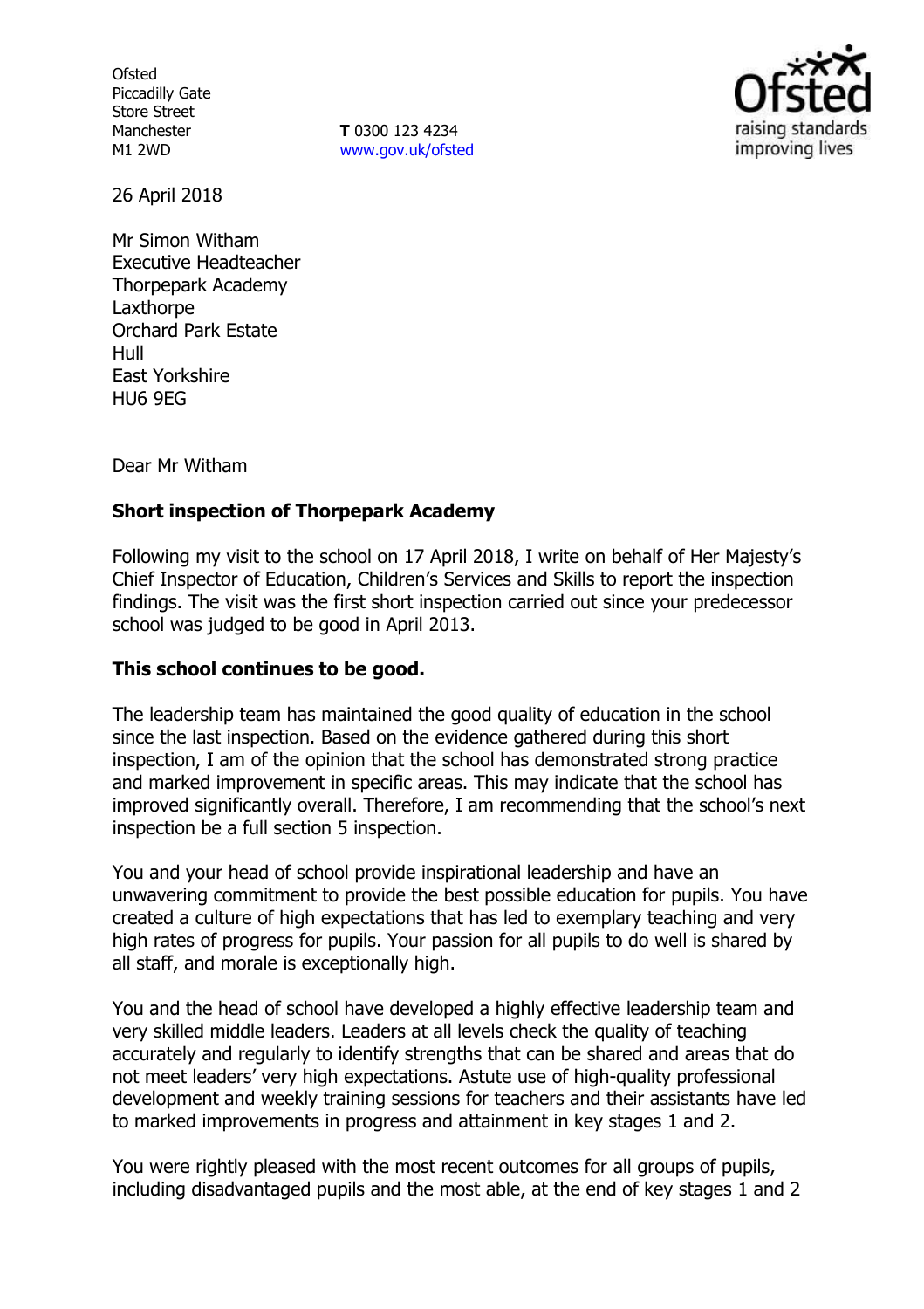Ofsted
Piccadilly Gate
Store Street
Manchester
M1 2WD

**T** 0300 123 4234
www.gov.uk/ofsted

26 April 2018

Mr Simon Witham
Executive Headteacher
Thorpepark Academy
Laxthorpe
Orchard Park Estate
Hull
East Yorkshire
HU6 9EG

Dear Mr Witham

**Short inspection of Thorpepark Academy**

Following my visit to the school on 17 April 2018, I write on behalf of Her Majesty's Chief Inspector of Education, Children's Services and Skills to report the inspection findings. The visit was the first short inspection carried out since your predecessor school was judged to be good in April 2013.

**This school continues to be good.**

The leadership team has maintained the good quality of education in the school since the last inspection. Based on the evidence gathered during this short inspection, I am of the opinion that the school has demonstrated strong practice and marked improvement in specific areas. This may indicate that the school has improved significantly overall. Therefore, I am recommending that the school's next inspection be a full section 5 inspection.

You and your head of school provide inspirational leadership and have an unwavering commitment to provide the best possible education for pupils. You have created a culture of high expectations that has led to exemplary teaching and very high rates of progress for pupils. Your passion for all pupils to do well is shared by all staff, and morale is exceptionally high.

You and the head of school have developed a highly effective leadership team and very skilled middle leaders. Leaders at all levels check the quality of teaching accurately and regularly to identify strengths that can be shared and areas that do not meet leaders' very high expectations. Astute use of high-quality professional development and weekly training sessions for teachers and their assistants have led to marked improvements in progress and attainment in key stages 1 and 2.

You were rightly pleased with the most recent outcomes for all groups of pupils, including disadvantaged pupils and the most able, at the end of key stages 1 and 2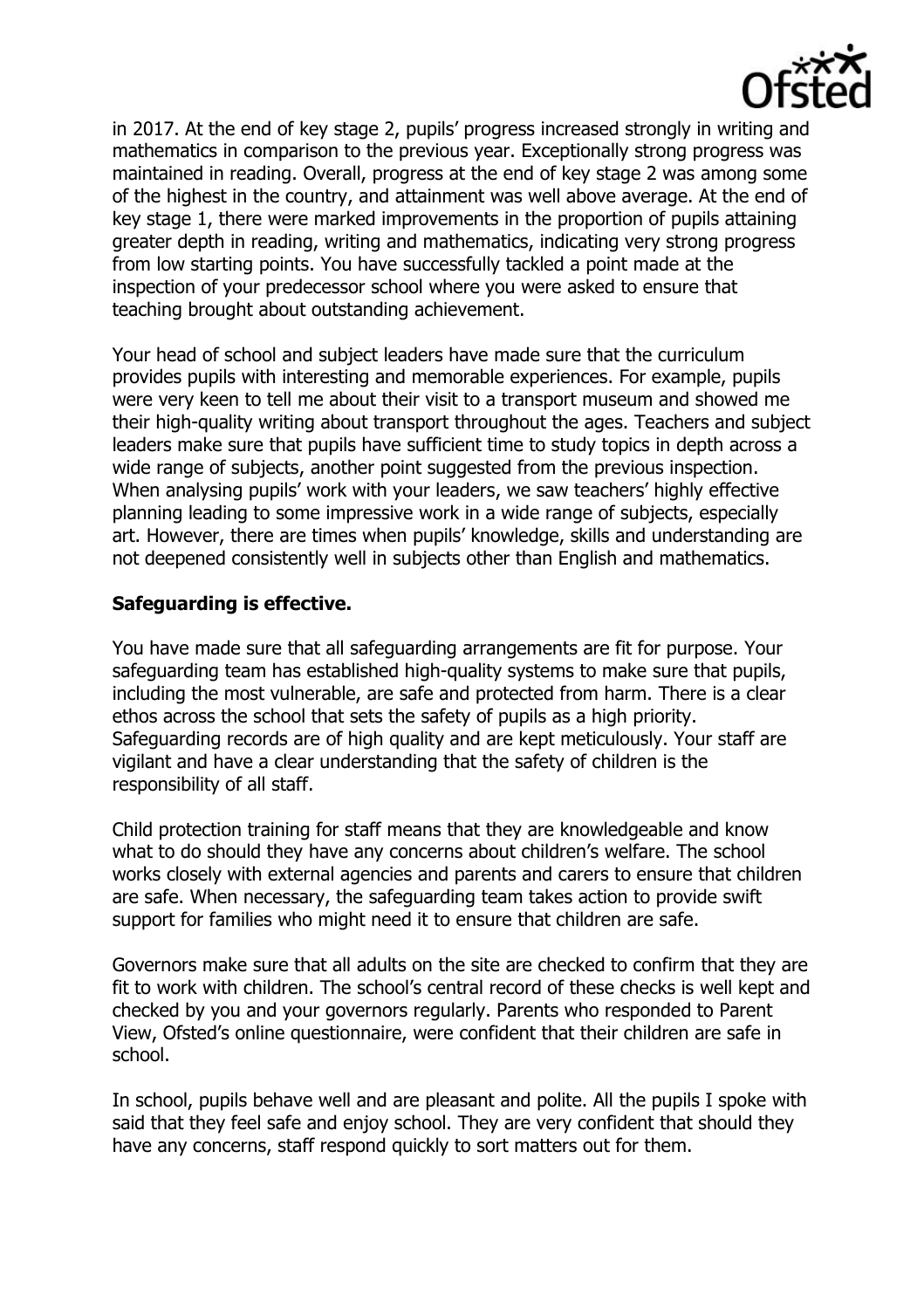in 2017. At the end of key stage 2, pupils' progress increased strongly in writing and mathematics in comparison to the previous year. Exceptionally strong progress was maintained in reading. Overall, progress at the end of key stage 2 was among some of the highest in the country, and attainment was well above average. At the end of key stage 1, there were marked improvements in the proportion of pupils attaining greater depth in reading, writing and mathematics, indicating very strong progress from low starting points. You have successfully tackled a point made at the inspection of your predecessor school where you were asked to ensure that teaching brought about outstanding achievement.

Your head of school and subject leaders have made sure that the curriculum provides pupils with interesting and memorable experiences. For example, pupils were very keen to tell me about their visit to a transport museum and showed me their high-quality writing about transport throughout the ages. Teachers and subject leaders make sure that pupils have sufficient time to study topics in depth across a wide range of subjects, another point suggested from the previous inspection. When analysing pupils' work with your leaders, we saw teachers' highly effective planning leading to some impressive work in a wide range of subjects, especially art. However, there are times when pupils' knowledge, skills and understanding are not deepened consistently well in subjects other than English and mathematics.

**Safeguarding is effective.**

You have made sure that all safeguarding arrangements are fit for purpose. Your safeguarding team has established high-quality systems to make sure that pupils, including the most vulnerable, are safe and protected from harm. There is a clear ethos across the school that sets the safety of pupils as a high priority. Safeguarding records are of high quality and are kept meticulously. Your staff are vigilant and have a clear understanding that the safety of children is the responsibility of all staff.

Child protection training for staff means that they are knowledgeable and know what to do should they have any concerns about children's welfare. The school works closely with external agencies and parents and carers to ensure that children are safe. When necessary, the safeguarding team takes action to provide swift support for families who might need it to ensure that children are safe.

Governors make sure that all adults on the site are checked to confirm that they are fit to work with children. The school's central record of these checks is well kept and checked by you and your governors regularly. Parents who responded to Parent View, Ofsted's online questionnaire, were confident that their children are safe in school.

In school, pupils behave well and are pleasant and polite. All the pupils I spoke with said that they feel safe and enjoy school. They are very confident that should they have any concerns, staff respond quickly to sort matters out for them.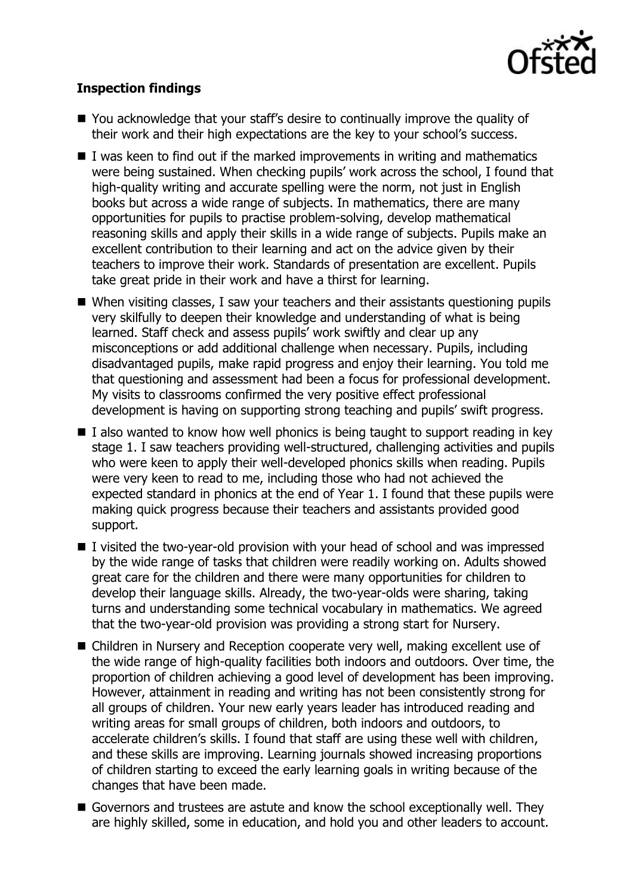**Inspection findings**

- You acknowledge that your staff's desire to continually improve the quality of their work and their high expectations are the key to your school's success.
- I was keen to find out if the marked improvements in writing and mathematics were being sustained. When checking pupils' work across the school, I found that high-quality writing and accurate spelling were the norm, not just in English books but across a wide range of subjects. In mathematics, there are many opportunities for pupils to practise problem-solving, develop mathematical reasoning skills and apply their skills in a wide range of subjects. Pupils make an excellent contribution to their learning and act on the advice given by their teachers to improve their work. Standards of presentation are excellent. Pupils take great pride in their work and have a thirst for learning.
- When visiting classes, I saw your teachers and their assistants questioning pupils very skilfully to deepen their knowledge and understanding of what is being learned. Staff check and assess pupils' work swiftly and clear up any misconceptions or add additional challenge when necessary. Pupils, including disadvantaged pupils, make rapid progress and enjoy their learning. You told me that questioning and assessment had been a focus for professional development. My visits to classrooms confirmed the very positive effect professional development is having on supporting strong teaching and pupils' swift progress.
- I also wanted to know how well phonics is being taught to support reading in key stage 1. I saw teachers providing well-structured, challenging activities and pupils who were keen to apply their well-developed phonics skills when reading. Pupils were very keen to read to me, including those who had not achieved the expected standard in phonics at the end of Year 1. I found that these pupils were making quick progress because their teachers and assistants provided good support.
- I visited the two-year-old provision with your head of school and was impressed by the wide range of tasks that children were readily working on. Adults showed great care for the children and there were many opportunities for children to develop their language skills. Already, the two-year-olds were sharing, taking turns and understanding some technical vocabulary in mathematics. We agreed that the two-year-old provision was providing a strong start for Nursery.
- Children in Nursery and Reception cooperate very well, making excellent use of the wide range of high-quality facilities both indoors and outdoors. Over time, the proportion of children achieving a good level of development has been improving. However, attainment in reading and writing has not been consistently strong for all groups of children. Your new early years leader has introduced reading and writing areas for small groups of children, both indoors and outdoors, to accelerate children's skills. I found that staff are using these well with children, and these skills are improving. Learning journals showed increasing proportions of children starting to exceed the early learning goals in writing because of the changes that have been made.
- Governors and trustees are astute and know the school exceptionally well. They are highly skilled, some in education, and hold you and other leaders to account.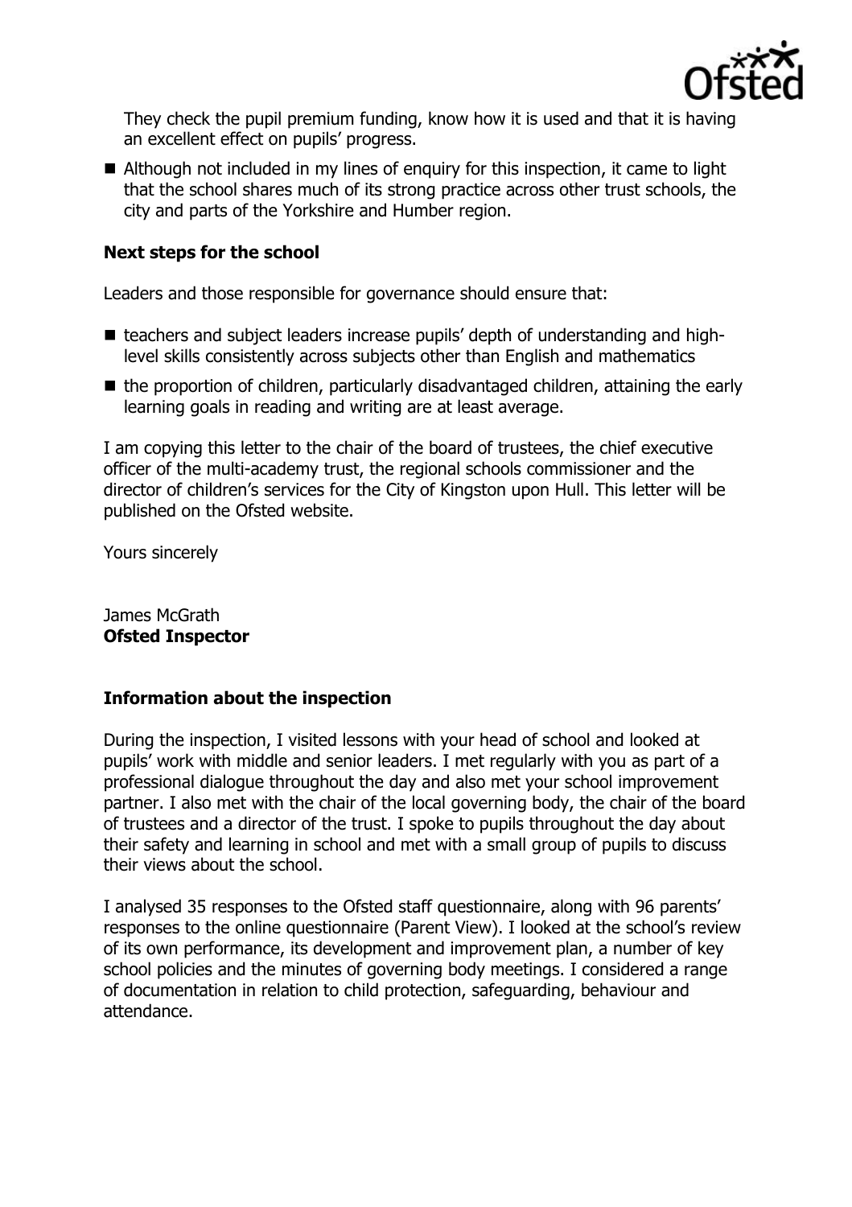They check the pupil premium funding, know how it is used and that it is having an excellent effect on pupils' progress.

- Although not included in my lines of enquiry for this inspection, it came to light that the school shares much of its strong practice across other trust schools, the city and parts of the Yorkshire and Humber region.

### Next steps for the school

Leaders and those responsible for governance should ensure that:

- teachers and subject leaders increase pupils' depth of understanding and high-level skills consistently across subjects other than English and mathematics
- the proportion of children, particularly disadvantaged children, attaining the early learning goals in reading and writing are at least average.

I am copying this letter to the chair of the board of trustees, the chief executive officer of the multi-academy trust, the regional schools commissioner and the director of children's services for the City of Kingston upon Hull. This letter will be published on the Ofsted website.

Yours sincerely

James McGrath
**Ofsted Inspector**

### Information about the inspection

During the inspection, I visited lessons with your head of school and looked at pupils' work with middle and senior leaders. I met regularly with you as part of a professional dialogue throughout the day and also met your school improvement partner. I also met with the chair of the local governing body, the chair of the board of trustees and a director of the trust. I spoke to pupils throughout the day about their safety and learning in school and met with a small group of pupils to discuss their views about the school.

I analysed 35 responses to the Ofsted staff questionnaire, along with 96 parents' responses to the online questionnaire (Parent View). I looked at the school's review of its own performance, its development and improvement plan, a number of key school policies and the minutes of governing body meetings. I considered a range of documentation in relation to child protection, safeguarding, behaviour and attendance.